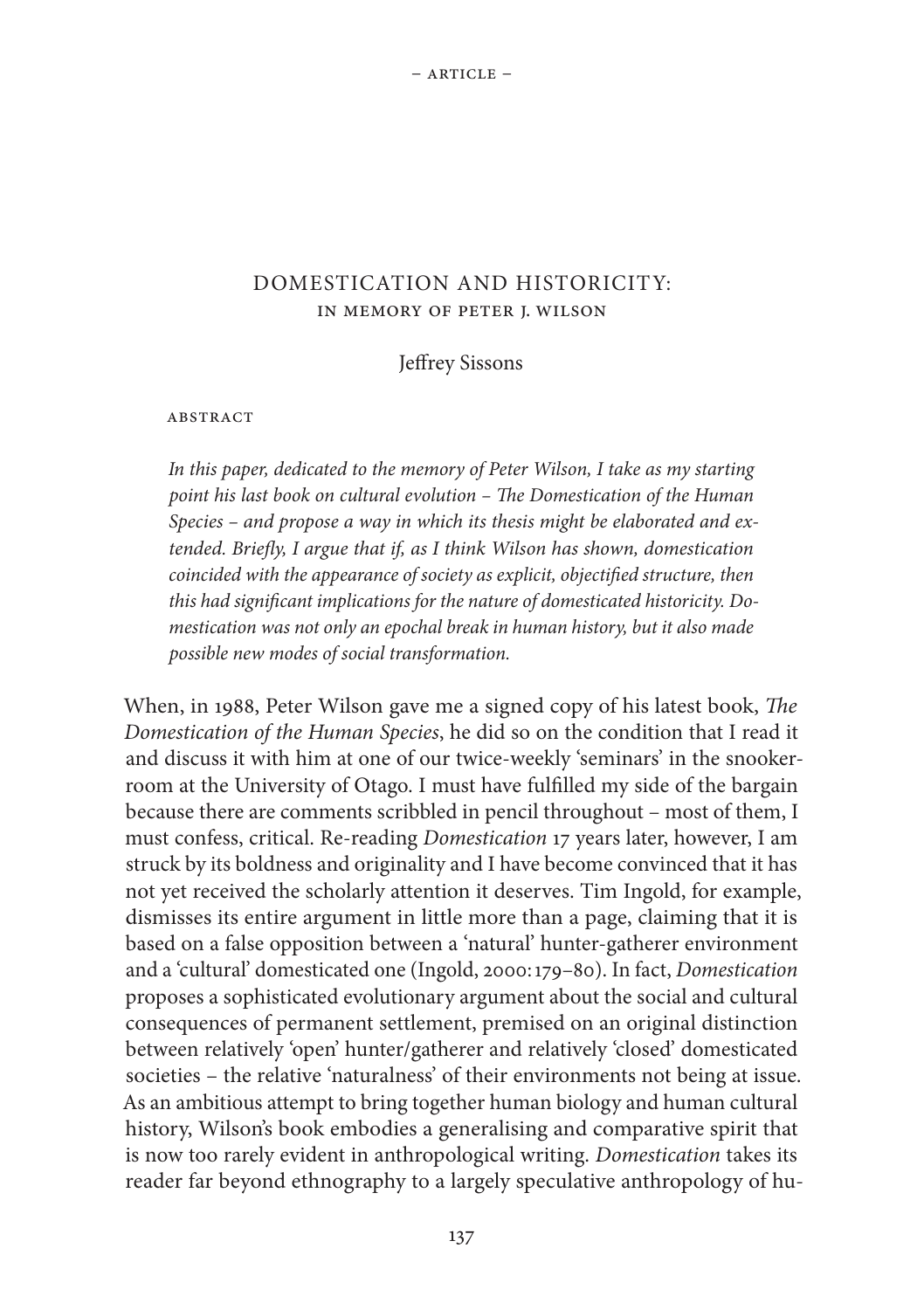– ARTICLE –

# DOMESTICATION AND HISTORICITY: IN MEMORY OF PETER J. WILSON

Jeffrey Sissons

ABSTRACT

*In this paper, dedicated to the memory of Peter Wilson, I take as my starting point his last book on cultural evolution – The Domestication of the Human Species – and propose a way in which its thesis might be elaborated and extended. Briefly, I argue that if, as I think Wilson has shown, domestication coincided with the appearance of society as explicit, objectified structure, then this had significant implications for the nature of domesticated historicity. Domestication was not only an epochal break in human history, but it also made possible new modes of social transformation.*

When, in 1988, Peter Wilson gave me a signed copy of his latest book, *The Domestication of the Human Species*, he did so on the condition that I read it and discuss it with him at one of our twice-weekly 'seminars' in the snooker-room at the University of Otago. I must have fulfilled my side of the bargain because there are comments scribbled in pencil throughout – most of them, I must confess, critical. Re-reading *Domestication* 17 years later, however, I am struck by its boldness and originality and I have become convinced that it has not yet received the scholarly attention it deserves. Tim Ingold, for example, dismisses its entire argument in little more than a page, claiming that it is based on a false opposition between a 'natural' hunter-gatherer environment and a 'cultural' domesticated one (Ingold, 2000: 179–80). In fact, *Domestication* proposes a sophisticated evolutionary argument about the social and cultural consequences of permanent settlement, premised on an original distinction between relatively 'open' hunter/gatherer and relatively 'closed' domesticated societies – the relative 'naturalness' of their environments not being at issue. As an ambitious attempt to bring together human biology and human cultural history, Wilson's book embodies a generalising and comparative spirit that is now too rarely evident in anthropological writing. *Domestication* takes its reader far beyond ethnography to a largely speculative anthropology of hu-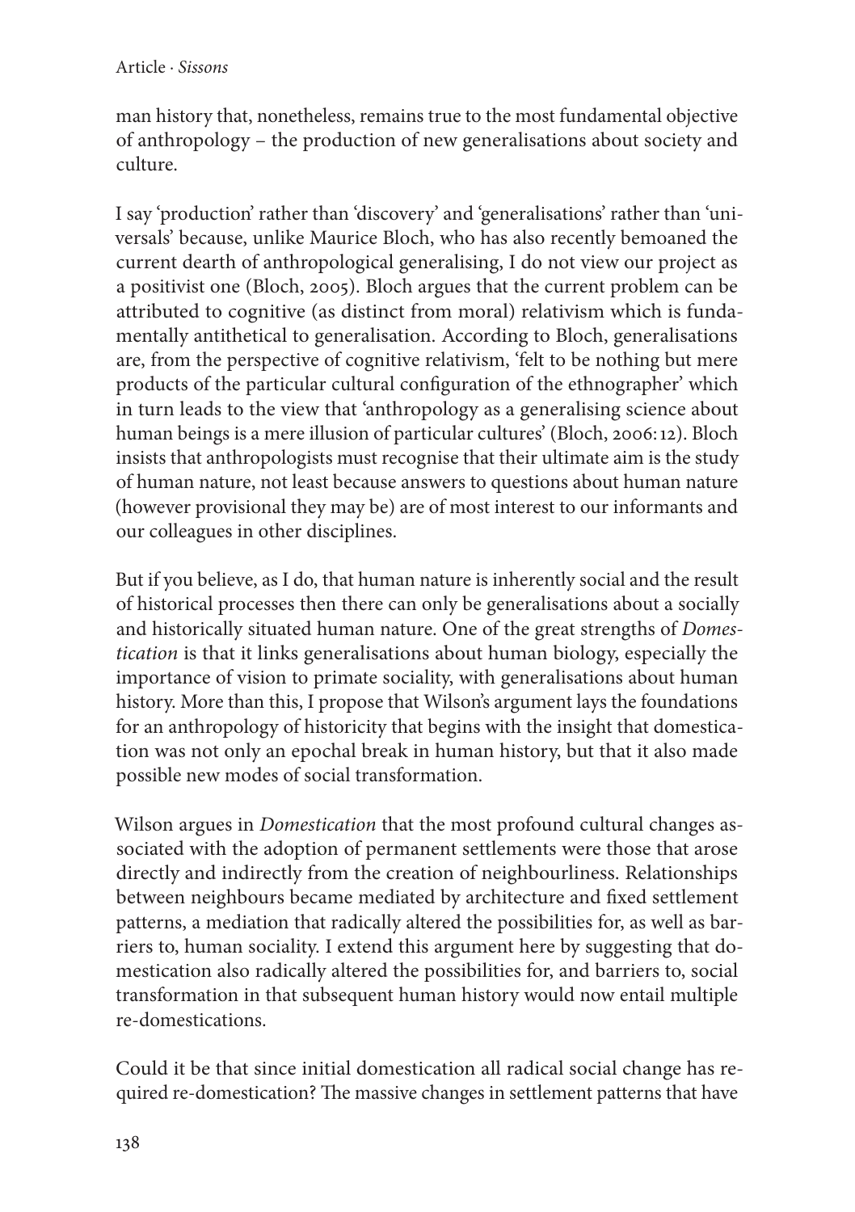man history that, nonetheless, remains true to the most fundamental objective of anthropology – the production of new generalisations about society and culture.

I say 'production' rather than 'discovery' and 'generalisations' rather than 'universals' because, unlike Maurice Bloch, who has also recently bemoaned the current dearth of anthropological generalising, I do not view our project as a positivist one (Bloch, 2005). Bloch argues that the current problem can be attributed to cognitive (as distinct from moral) relativism which is fundamentally antithetical to generalisation. According to Bloch, generalisations are, from the perspective of cognitive relativism, 'felt to be nothing but mere products of the particular cultural configuration of the ethnographer' which in turn leads to the view that 'anthropology as a generalising science about human beings is a mere illusion of particular cultures' (Bloch, 2006: 12). Bloch insists that anthropologists must recognise that their ultimate aim is the study of human nature, not least because answers to questions about human nature (however provisional they may be) are of most interest to our informants and our colleagues in other disciplines.

But if you believe, as I do, that human nature is inherently social and the result of historical processes then there can only be generalisations about a socially and historically situated human nature. One of the great strengths of *Domestication* is that it links generalisations about human biology, especially the importance of vision to primate sociality, with generalisations about human history. More than this, I propose that Wilson's argument lays the foundations for an anthropology of historicity that begins with the insight that domestication was not only an epochal break in human history, but that it also made possible new modes of social transformation.

Wilson argues in *Domestication* that the most profound cultural changes associated with the adoption of permanent settlements were those that arose directly and indirectly from the creation of neighbourliness. Relationships between neighbours became mediated by architecture and fixed settlement patterns, a mediation that radically altered the possibilities for, as well as barriers to, human sociality. I extend this argument here by suggesting that domestication also radically altered the possibilities for, and barriers to, social transformation in that subsequent human history would now entail multiple re-domestications.

Could it be that since initial domestication all radical social change has required re-domestication? The massive changes in settlement patterns that have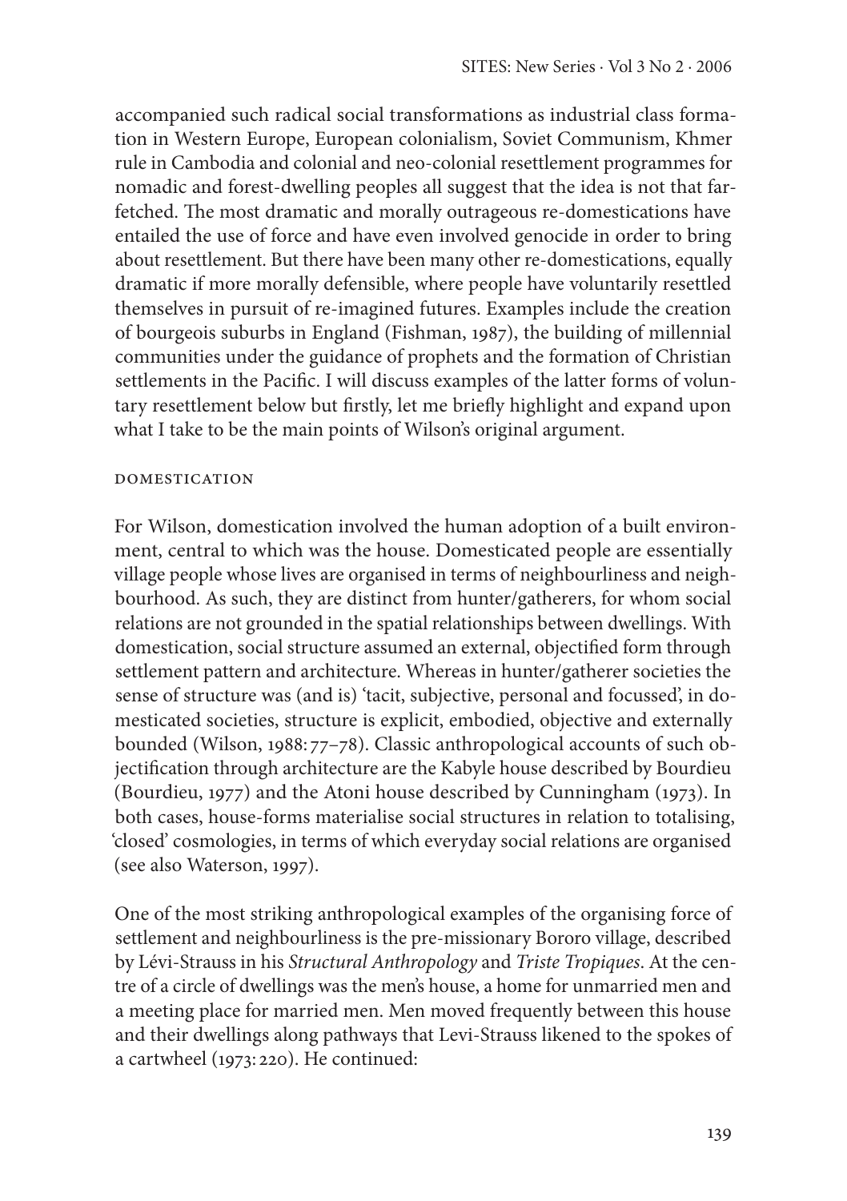accompanied such radical social transformations as industrial class formation in Western Europe, European colonialism, Soviet Communism, Khmer rule in Cambodia and colonial and neo-colonial resettlement programmes for nomadic and forest-dwelling peoples all suggest that the idea is not that far-fetched. The most dramatic and morally outrageous re-domestications have entailed the use of force and have even involved genocide in order to bring about resettlement. But there have been many other re-domestications, equally dramatic if more morally defensible, where people have voluntarily resettled themselves in pursuit of re-imagined futures. Examples include the creation of bourgeois suburbs in England (Fishman, 1987), the building of millennial communities under the guidance of prophets and the formation of Christian settlements in the Pacific. I will discuss examples of the latter forms of voluntary resettlement below but firstly, let me briefly highlight and expand upon what I take to be the main points of Wilson's original argument.

## DOMESTICATION

For Wilson, domestication involved the human adoption of a built environment, central to which was the house. Domesticated people are essentially village people whose lives are organised in terms of neighbourliness and neighbourhood. As such, they are distinct from hunter/gatherers, for whom social relations are not grounded in the spatial relationships between dwellings. With domestication, social structure assumed an external, objectified form through settlement pattern and architecture. Whereas in hunter/gatherer societies the sense of structure was (and is) 'tacit, subjective, personal and focussed', in domesticated societies, structure is explicit, embodied, objective and externally bounded (Wilson, 1988: 77–78). Classic anthropological accounts of such objectification through architecture are the Kabyle house described by Bourdieu (Bourdieu, 1977) and the Atoni house described by Cunningham (1973). In both cases, house-forms materialise social structures in relation to totalising, 'closed' cosmologies, in terms of which everyday social relations are organised (see also Waterson, 1997).

One of the most striking anthropological examples of the organising force of settlement and neighbourliness is the pre-missionary Bororo village, described by Lévi-Strauss in his *Structural Anthropology* and *Triste Tropiques*. At the centre of a circle of dwellings was the men's house, a home for unmarried men and a meeting place for married men. Men moved frequently between this house and their dwellings along pathways that Levi-Strauss likened to the spokes of a cartwheel (1973: 220). He continued: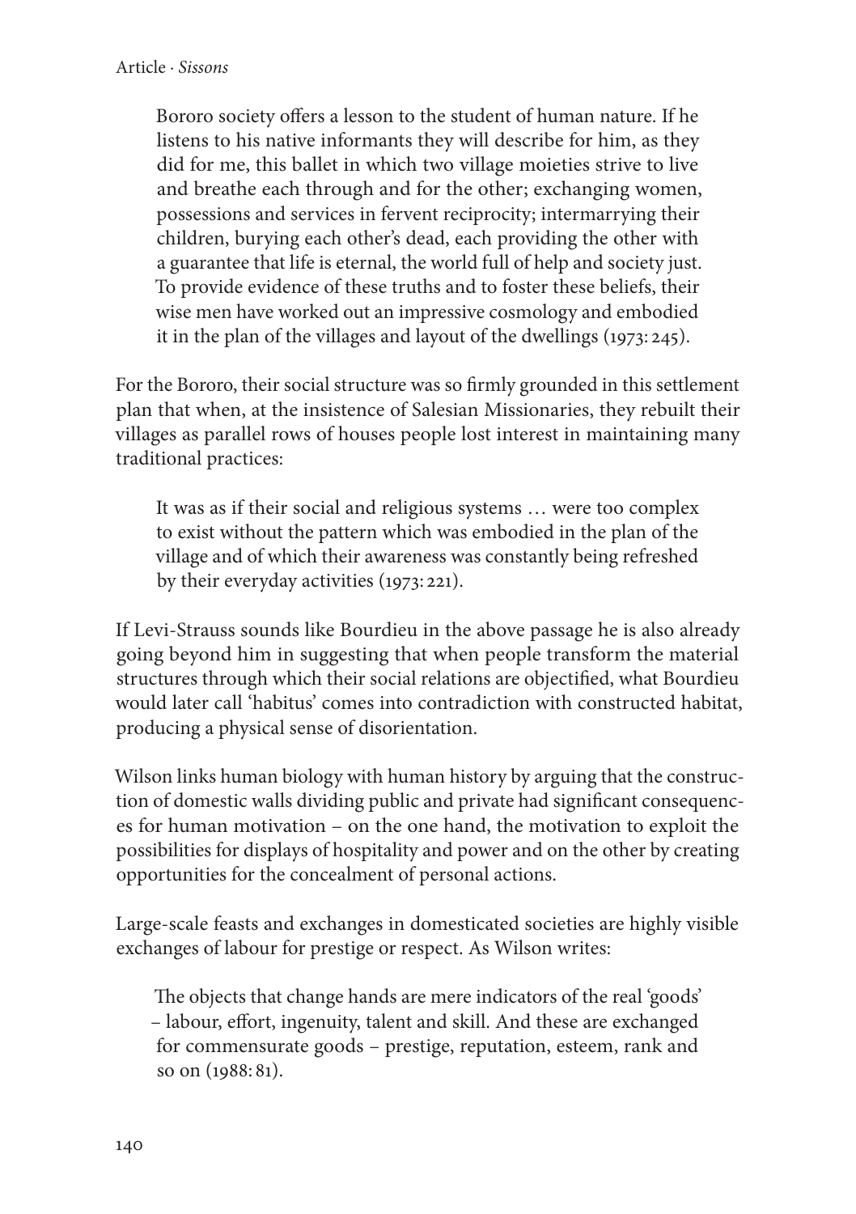> Bororo society offers a lesson to the student of human nature. If he listens to his native informants they will describe for him, as they did for me, this ballet in which two village moieties strive to live and breathe each through and for the other; exchanging women, possessions and services in fervent reciprocity; intermarrying their children, burying each other's dead, each providing the other with a guarantee that life is eternal, the world full of help and society just. To provide evidence of these truths and to foster these beliefs, their wise men have worked out an impressive cosmology and embodied it in the plan of the villages and layout of the dwellings (1973: 245).

For the Bororo, their social structure was so firmly grounded in this settlement plan that when, at the insistence of Salesian Missionaries, they rebuilt their villages as parallel rows of houses people lost interest in maintaining many traditional practices:

> It was as if their social and religious systems … were too complex to exist without the pattern which was embodied in the plan of the village and of which their awareness was constantly being refreshed by their everyday activities (1973: 221).

If Levi-Strauss sounds like Bourdieu in the above passage he is also already going beyond him in suggesting that when people transform the material structures through which their social relations are objectified, what Bourdieu would later call 'habitus' comes into contradiction with constructed habitat, producing a physical sense of disorientation.

Wilson links human biology with human history by arguing that the construction of domestic walls dividing public and private had significant consequences for human motivation – on the one hand, the motivation to exploit the possibilities for displays of hospitality and power and on the other by creating opportunities for the concealment of personal actions.

Large-scale feasts and exchanges in domesticated societies are highly visible exchanges of labour for prestige or respect. As Wilson writes:

> The objects that change hands are mere indicators of the real 'goods' – labour, effort, ingenuity, talent and skill. And these are exchanged for commensurate goods – prestige, reputation, esteem, rank and so on (1988: 81).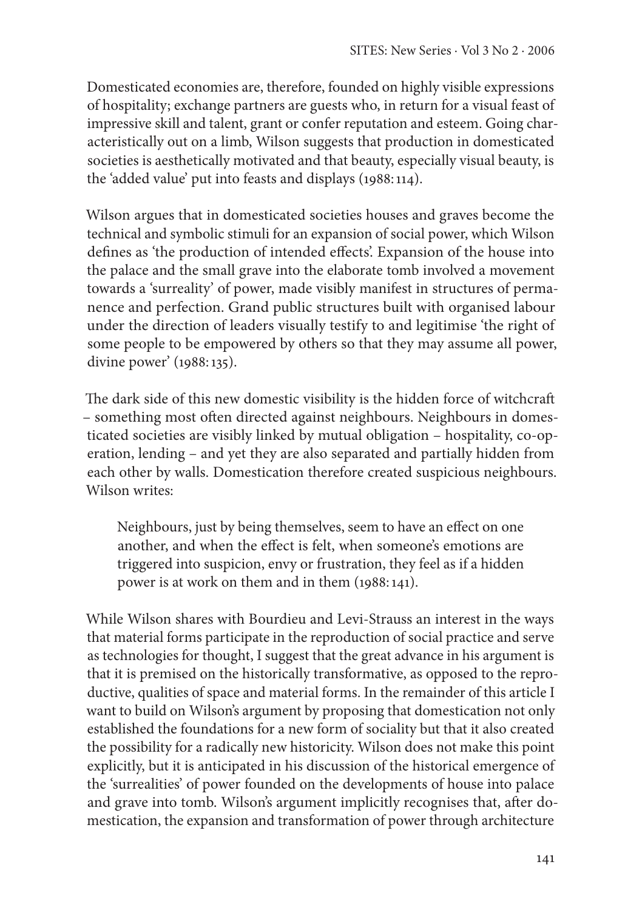Domesticated economies are, therefore, founded on highly visible expressions of hospitality; exchange partners are guests who, in return for a visual feast of impressive skill and talent, grant or confer reputation and esteem. Going characteristically out on a limb, Wilson suggests that production in domesticated societies is aesthetically motivated and that beauty, especially visual beauty, is the 'added value' put into feasts and displays (1988: 114).

Wilson argues that in domesticated societies houses and graves become the technical and symbolic stimuli for an expansion of social power, which Wilson defines as 'the production of intended effects'. Expansion of the house into the palace and the small grave into the elaborate tomb involved a movement towards a 'surreality' of power, made visibly manifest in structures of permanence and perfection. Grand public structures built with organised labour under the direction of leaders visually testify to and legitimise 'the right of some people to be empowered by others so that they may assume all power, divine power' (1988: 135).

The dark side of this new domestic visibility is the hidden force of witchcraft – something most often directed against neighbours. Neighbours in domesticated societies are visibly linked by mutual obligation – hospitality, co-operation, lending – and yet they are also separated and partially hidden from each other by walls. Domestication therefore created suspicious neighbours. Wilson writes:

> Neighbours, just by being themselves, seem to have an effect on one another, and when the effect is felt, when someone's emotions are triggered into suspicion, envy or frustration, they feel as if a hidden power is at work on them and in them (1988: 141).

While Wilson shares with Bourdieu and Levi-Strauss an interest in the ways that material forms participate in the reproduction of social practice and serve as technologies for thought, I suggest that the great advance in his argument is that it is premised on the historically transformative, as opposed to the reproductive, qualities of space and material forms. In the remainder of this article I want to build on Wilson's argument by proposing that domestication not only established the foundations for a new form of sociality but that it also created the possibility for a radically new historicity. Wilson does not make this point explicitly, but it is anticipated in his discussion of the historical emergence of the 'surrealities' of power founded on the developments of house into palace and grave into tomb. Wilson's argument implicitly recognises that, after domestication, the expansion and transformation of power through architecture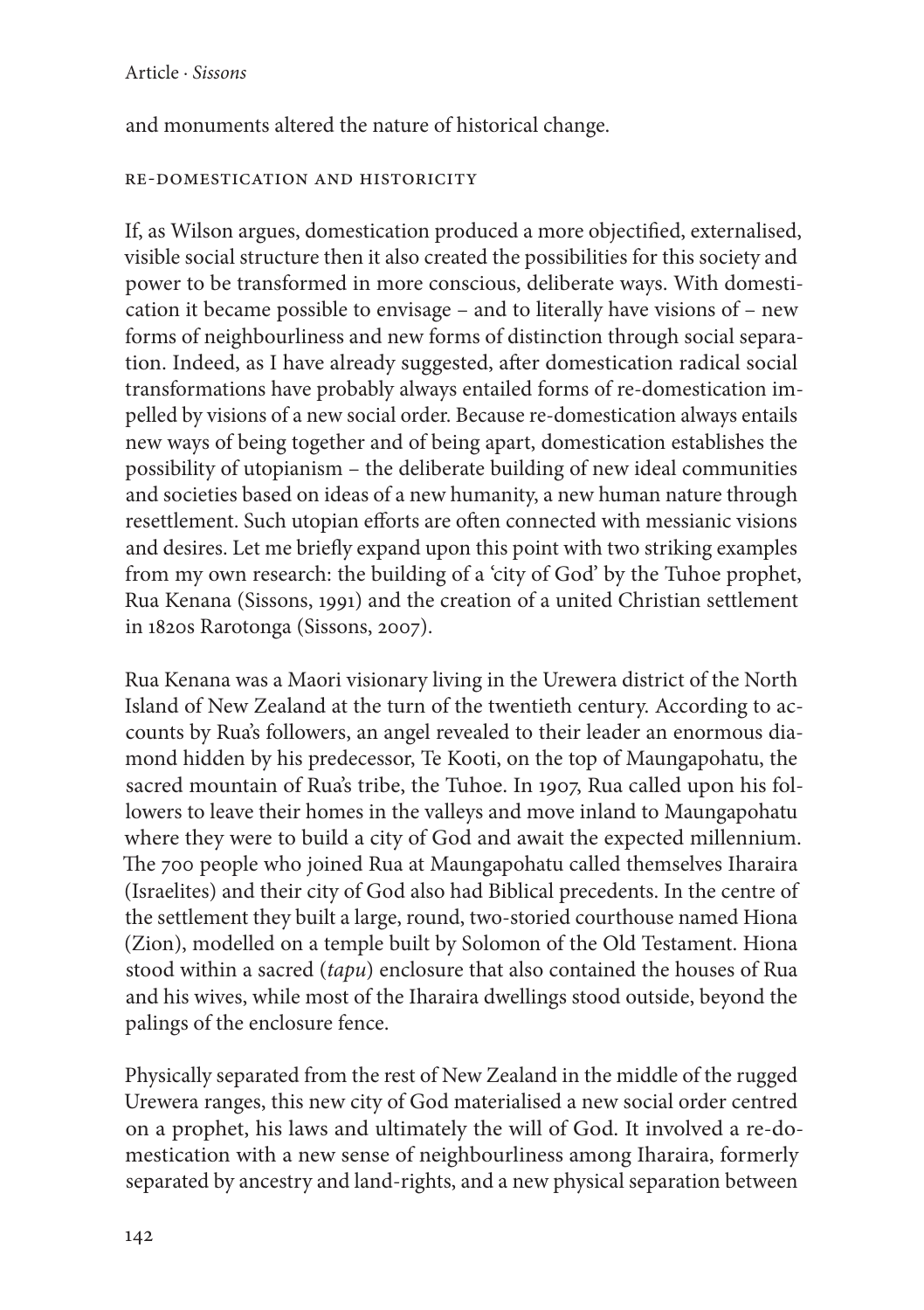and monuments altered the nature of historical change.

## Re-domestication and historicity

If, as Wilson argues, domestication produced a more objectified, externalised, visible social structure then it also created the possibilities for this society and power to be transformed in more conscious, deliberate ways. With domestication it became possible to envisage – and to literally have visions of – new forms of neighbourliness and new forms of distinction through social separation. Indeed, as I have already suggested, after domestication radical social transformations have probably always entailed forms of re-domestication impelled by visions of a new social order. Because re-domestication always entails new ways of being together and of being apart, domestication establishes the possibility of utopianism – the deliberate building of new ideal communities and societies based on ideas of a new humanity, a new human nature through resettlement. Such utopian efforts are often connected with messianic visions and desires. Let me briefly expand upon this point with two striking examples from my own research: the building of a 'city of God' by the Tuhoe prophet, Rua Kenana (Sissons, 1991) and the creation of a united Christian settlement in 1820s Rarotonga (Sissons, 2007).

Rua Kenana was a Maori visionary living in the Urewera district of the North Island of New Zealand at the turn of the twentieth century. According to accounts by Rua's followers, an angel revealed to their leader an enormous diamond hidden by his predecessor, Te Kooti, on the top of Maungapohatu, the sacred mountain of Rua's tribe, the Tuhoe. In 1907, Rua called upon his followers to leave their homes in the valleys and move inland to Maungapohatu where they were to build a city of God and await the expected millennium. The 700 people who joined Rua at Maungapohatu called themselves Iharaira (Israelites) and their city of God also had Biblical precedents. In the centre of the settlement they built a large, round, two-storied courthouse named Hiona (Zion), modelled on a temple built by Solomon of the Old Testament. Hiona stood within a sacred (*tapu*) enclosure that also contained the houses of Rua and his wives, while most of the Iharaira dwellings stood outside, beyond the palings of the enclosure fence.

Physically separated from the rest of New Zealand in the middle of the rugged Urewera ranges, this new city of God materialised a new social order centred on a prophet, his laws and ultimately the will of God. It involved a re-domestication with a new sense of neighbourliness among Iharaira, formerly separated by ancestry and land-rights, and a new physical separation between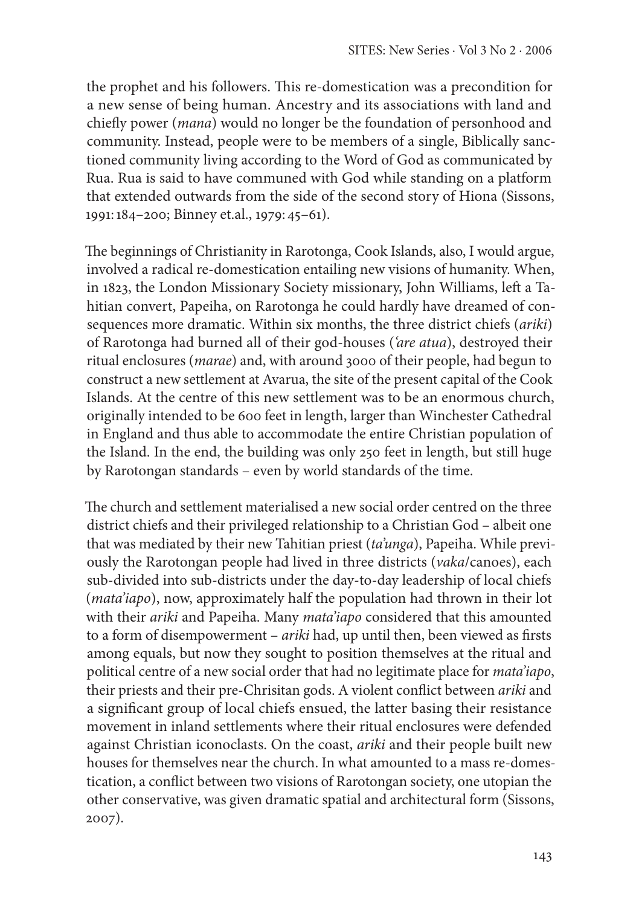the prophet and his followers. This re-domestication was a precondition for a new sense of being human. Ancestry and its associations with land and chiefly power (*mana*) would no longer be the foundation of personhood and community. Instead, people were to be members of a single, Biblically sanctioned community living according to the Word of God as communicated by Rua. Rua is said to have communed with God while standing on a platform that extended outwards from the side of the second story of Hiona (Sissons, 1991: 184–200; Binney et.al., 1979: 45–61).

The beginnings of Christianity in Rarotonga, Cook Islands, also, I would argue, involved a radical re-domestication entailing new visions of humanity. When, in 1823, the London Missionary Society missionary, John Williams, left a Tahitian convert, Papeiha, on Rarotonga he could hardly have dreamed of consequences more dramatic. Within six months, the three district chiefs (*ariki*) of Rarotonga had burned all of their god-houses (*'are atua*), destroyed their ritual enclosures (*marae*) and, with around 3000 of their people, had begun to construct a new settlement at Avarua, the site of the present capital of the Cook Islands. At the centre of this new settlement was to be an enormous church, originally intended to be 600 feet in length, larger than Winchester Cathedral in England and thus able to accommodate the entire Christian population of the Island. In the end, the building was only 250 feet in length, but still huge by Rarotongan standards – even by world standards of the time.

The church and settlement materialised a new social order centred on the three district chiefs and their privileged relationship to a Christian God – albeit one that was mediated by their new Tahitian priest (*ta'unga*), Papeiha. While previously the Rarotongan people had lived in three districts (*vaka*/canoes), each sub-divided into sub-districts under the day-to-day leadership of local chiefs (*mata'iapo*), now, approximately half the population had thrown in their lot with their *ariki* and Papeiha. Many *mata'iapo* considered that this amounted to a form of disempowerment – *ariki* had, up until then, been viewed as firsts among equals, but now they sought to position themselves at the ritual and political centre of a new social order that had no legitimate place for *mata'iapo*, their priests and their pre-Chrisitan gods. A violent conflict between *ariki* and a significant group of local chiefs ensued, the latter basing their resistance movement in inland settlements where their ritual enclosures were defended against Christian iconoclasts. On the coast, *ariki* and their people built new houses for themselves near the church. In what amounted to a mass re-domestication, a conflict between two visions of Rarotongan society, one utopian the other conservative, was given dramatic spatial and architectural form (Sissons, 2007).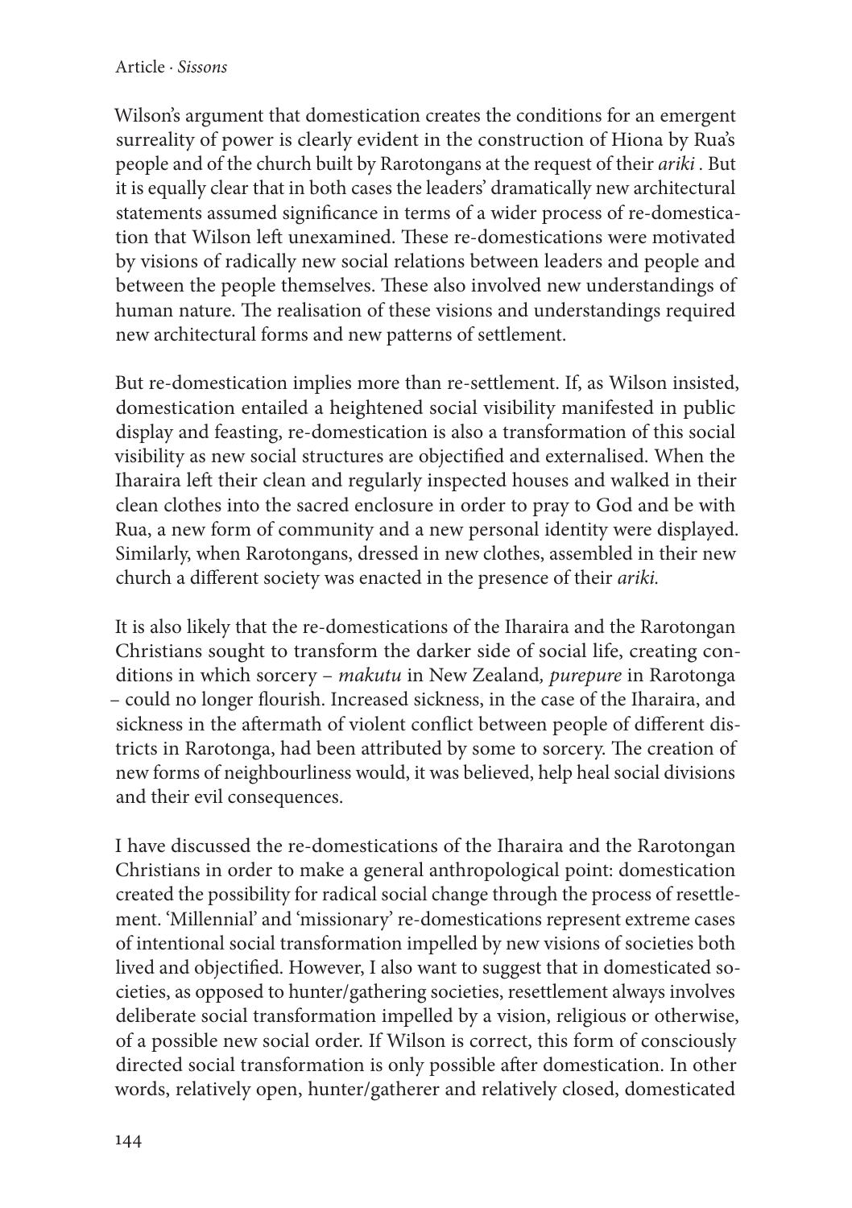Wilson's argument that domestication creates the conditions for an emergent surreality of power is clearly evident in the construction of Hiona by Rua's people and of the church built by Rarotongans at the request of their *ariki* . But it is equally clear that in both cases the leaders' dramatically new architectural statements assumed significance in terms of a wider process of re-domestication that Wilson left unexamined. These re-domestications were motivated by visions of radically new social relations between leaders and people and between the people themselves. These also involved new understandings of human nature. The realisation of these visions and understandings required new architectural forms and new patterns of settlement.

But re-domestication implies more than re-settlement. If, as Wilson insisted, domestication entailed a heightened social visibility manifested in public display and feasting, re-domestication is also a transformation of this social visibility as new social structures are objectified and externalised. When the Iharaira left their clean and regularly inspected houses and walked in their clean clothes into the sacred enclosure in order to pray to God and be with Rua, a new form of community and a new personal identity were displayed. Similarly, when Rarotongans, dressed in new clothes, assembled in their new church a different society was enacted in the presence of their *ariki.*

It is also likely that the re-domestications of the Iharaira and the Rarotongan Christians sought to transform the darker side of social life, creating conditions in which sorcery – *makutu* in New Zealand*, purepure* in Rarotonga – could no longer flourish. Increased sickness, in the case of the Iharaira, and sickness in the aftermath of violent conflict between people of different districts in Rarotonga, had been attributed by some to sorcery. The creation of new forms of neighbourliness would, it was believed, help heal social divisions and their evil consequences.

I have discussed the re-domestications of the Iharaira and the Rarotongan Christians in order to make a general anthropological point: domestication created the possibility for radical social change through the process of resettlement. 'Millennial' and 'missionary' re-domestications represent extreme cases of intentional social transformation impelled by new visions of societies both lived and objectified. However, I also want to suggest that in domesticated societies, as opposed to hunter/gathering societies, resettlement always involves deliberate social transformation impelled by a vision, religious or otherwise, of a possible new social order. If Wilson is correct, this form of consciously directed social transformation is only possible after domestication. In other words, relatively open, hunter/gatherer and relatively closed, domesticated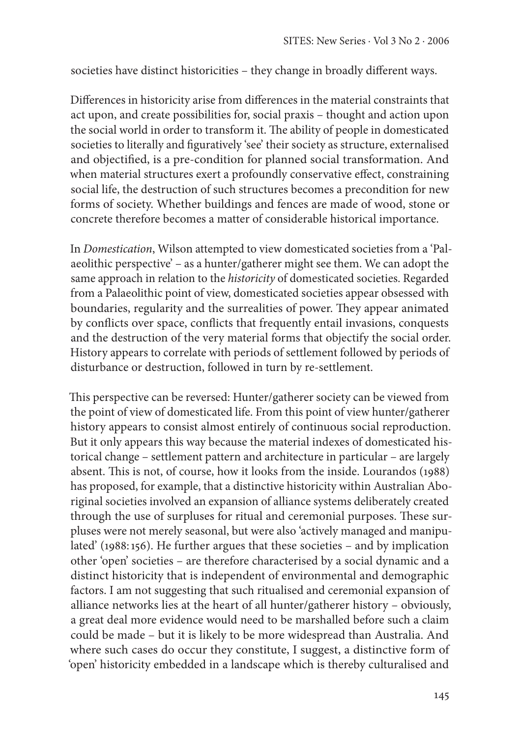societies have distinct historicities – they change in broadly different ways.

Differences in historicity arise from differences in the material constraints that act upon, and create possibilities for, social praxis – thought and action upon the social world in order to transform it. The ability of people in domesticated societies to literally and figuratively 'see' their society as structure, externalised and objectified, is a pre-condition for planned social transformation. And when material structures exert a profoundly conservative effect, constraining social life, the destruction of such structures becomes a precondition for new forms of society. Whether buildings and fences are made of wood, stone or concrete therefore becomes a matter of considerable historical importance.

In *Domestication*, Wilson attempted to view domesticated societies from a 'Palaeolithic perspective' – as a hunter/gatherer might see them. We can adopt the same approach in relation to the *historicity* of domesticated societies. Regarded from a Palaeolithic point of view, domesticated societies appear obsessed with boundaries, regularity and the surrealities of power. They appear animated by conflicts over space, conflicts that frequently entail invasions, conquests and the destruction of the very material forms that objectify the social order. History appears to correlate with periods of settlement followed by periods of disturbance or destruction, followed in turn by re-settlement.

This perspective can be reversed: Hunter/gatherer society can be viewed from the point of view of domesticated life. From this point of view hunter/gatherer history appears to consist almost entirely of continuous social reproduction. But it only appears this way because the material indexes of domesticated historical change – settlement pattern and architecture in particular – are largely absent. This is not, of course, how it looks from the inside. Lourandos (1988) has proposed, for example, that a distinctive historicity within Australian Aboriginal societies involved an expansion of alliance systems deliberately created through the use of surpluses for ritual and ceremonial purposes. These surpluses were not merely seasonal, but were also 'actively managed and manipulated' (1988: 156). He further argues that these societies – and by implication other 'open' societies – are therefore characterised by a social dynamic and a distinct historicity that is independent of environmental and demographic factors. I am not suggesting that such ritualised and ceremonial expansion of alliance networks lies at the heart of all hunter/gatherer history – obviously, a great deal more evidence would need to be marshalled before such a claim could be made – but it is likely to be more widespread than Australia. And where such cases do occur they constitute, I suggest, a distinctive form of 'open' historicity embedded in a landscape which is thereby culturalised and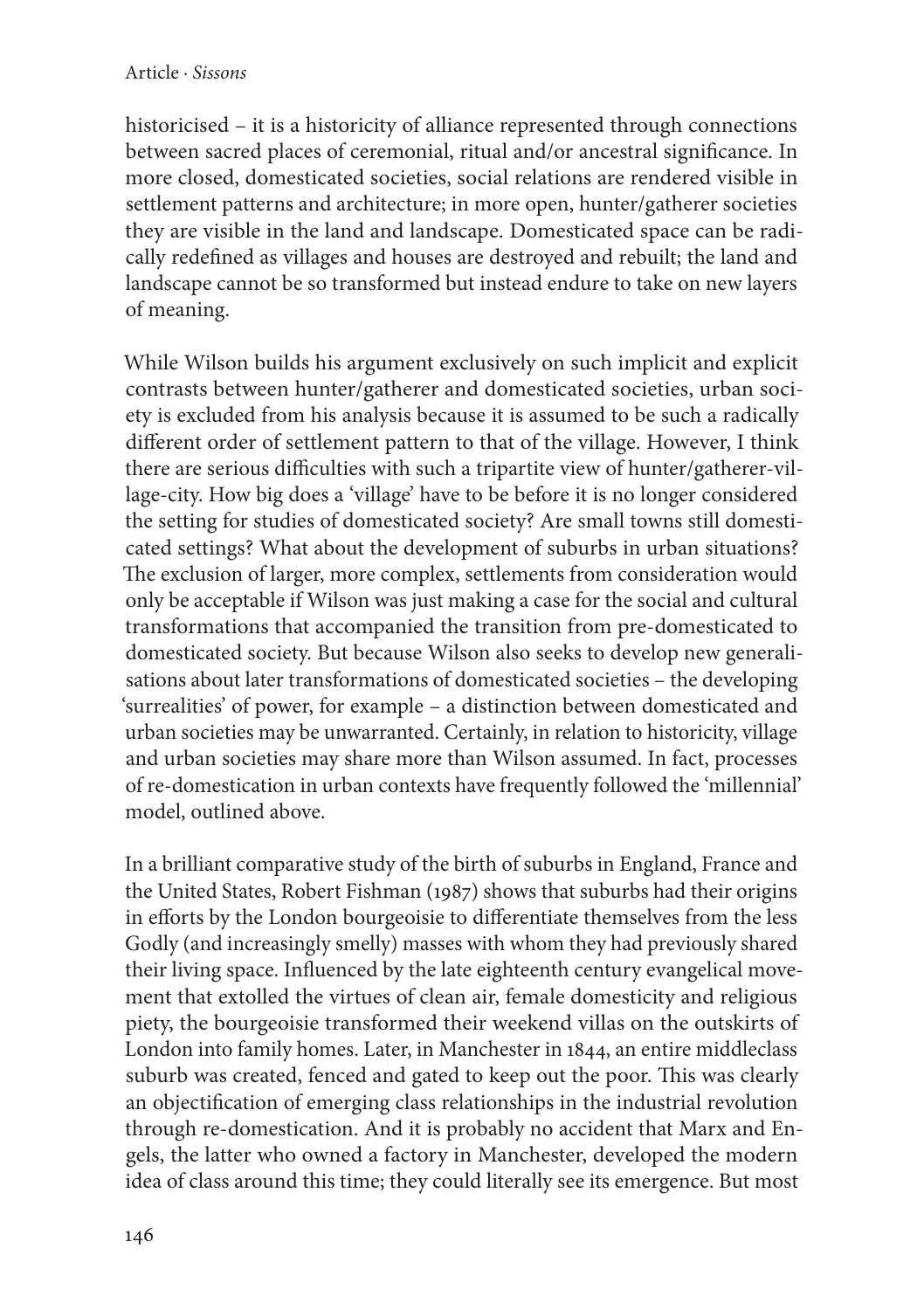historicised – it is a historicity of alliance represented through connections between sacred places of ceremonial, ritual and/or ancestral significance. In more closed, domesticated societies, social relations are rendered visible in settlement patterns and architecture; in more open, hunter/gatherer societies they are visible in the land and landscape. Domesticated space can be radically redefined as villages and houses are destroyed and rebuilt; the land and landscape cannot be so transformed but instead endure to take on new layers of meaning.

While Wilson builds his argument exclusively on such implicit and explicit contrasts between hunter/gatherer and domesticated societies, urban society is excluded from his analysis because it is assumed to be such a radically different order of settlement pattern to that of the village. However, I think there are serious difficulties with such a tripartite view of hunter/gatherer-village-city. How big does a 'village' have to be before it is no longer considered the setting for studies of domesticated society? Are small towns still domesticated settings? What about the development of suburbs in urban situations? The exclusion of larger, more complex, settlements from consideration would only be acceptable if Wilson was just making a case for the social and cultural transformations that accompanied the transition from pre-domesticated to domesticated society. But because Wilson also seeks to develop new generalisations about later transformations of domesticated societies – the developing 'surrealities' of power, for example – a distinction between domesticated and urban societies may be unwarranted. Certainly, in relation to historicity, village and urban societies may share more than Wilson assumed. In fact, processes of re-domestication in urban contexts have frequently followed the 'millennial' model, outlined above.

In a brilliant comparative study of the birth of suburbs in England, France and the United States, Robert Fishman (1987) shows that suburbs had their origins in efforts by the London bourgeoisie to differentiate themselves from the less Godly (and increasingly smelly) masses with whom they had previously shared their living space. Influenced by the late eighteenth century evangelical movement that extolled the virtues of clean air, female domesticity and religious piety, the bourgeoisie transformed their weekend villas on the outskirts of London into family homes. Later, in Manchester in 1844, an entire middleclass suburb was created, fenced and gated to keep out the poor. This was clearly an objectification of emerging class relationships in the industrial revolution through re-domestication. And it is probably no accident that Marx and Engels, the latter who owned a factory in Manchester, developed the modern idea of class around this time; they could literally see its emergence. But most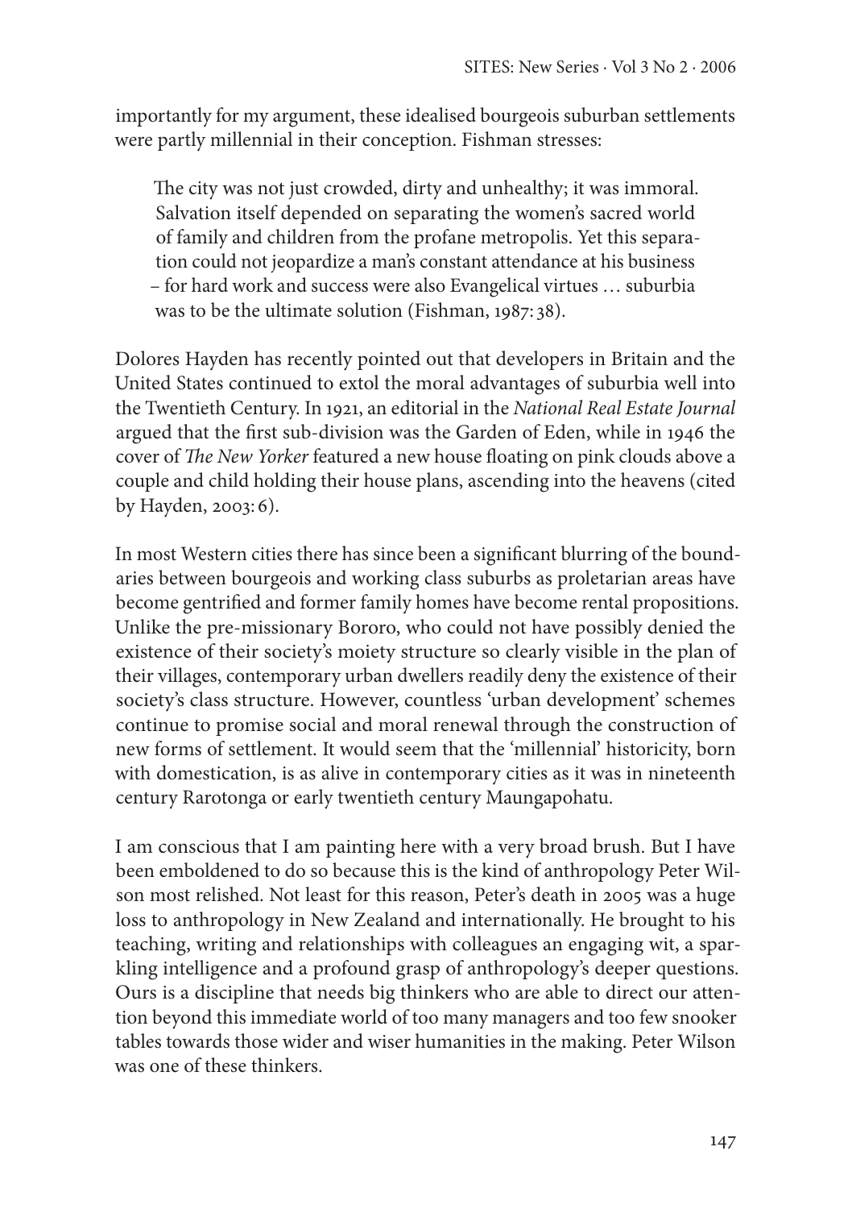importantly for my argument, these idealised bourgeois suburban settlements were partly millennial in their conception. Fishman stresses:

> The city was not just crowded, dirty and unhealthy; it was immoral. Salvation itself depended on separating the women's sacred world of family and children from the profane metropolis. Yet this separation could not jeopardize a man's constant attendance at his business – for hard work and success were also Evangelical virtues … suburbia was to be the ultimate solution (Fishman, 1987: 38).

Dolores Hayden has recently pointed out that developers in Britain and the United States continued to extol the moral advantages of suburbia well into the Twentieth Century. In 1921, an editorial in the *National Real Estate Journal* argued that the first sub-division was the Garden of Eden, while in 1946 the cover of *The New Yorker* featured a new house floating on pink clouds above a couple and child holding their house plans, ascending into the heavens (cited by Hayden, 2003: 6).

In most Western cities there has since been a significant blurring of the boundaries between bourgeois and working class suburbs as proletarian areas have become gentrified and former family homes have become rental propositions. Unlike the pre-missionary Bororo, who could not have possibly denied the existence of their society's moiety structure so clearly visible in the plan of their villages, contemporary urban dwellers readily deny the existence of their society's class structure. However, countless 'urban development' schemes continue to promise social and moral renewal through the construction of new forms of settlement. It would seem that the 'millennial' historicity, born with domestication, is as alive in contemporary cities as it was in nineteenth century Rarotonga or early twentieth century Maungapohatu.

I am conscious that I am painting here with a very broad brush. But I have been emboldened to do so because this is the kind of anthropology Peter Wilson most relished. Not least for this reason, Peter's death in 2005 was a huge loss to anthropology in New Zealand and internationally. He brought to his teaching, writing and relationships with colleagues an engaging wit, a sparkling intelligence and a profound grasp of anthropology's deeper questions. Ours is a discipline that needs big thinkers who are able to direct our attention beyond this immediate world of too many managers and too few snooker tables towards those wider and wiser humanities in the making. Peter Wilson was one of these thinkers.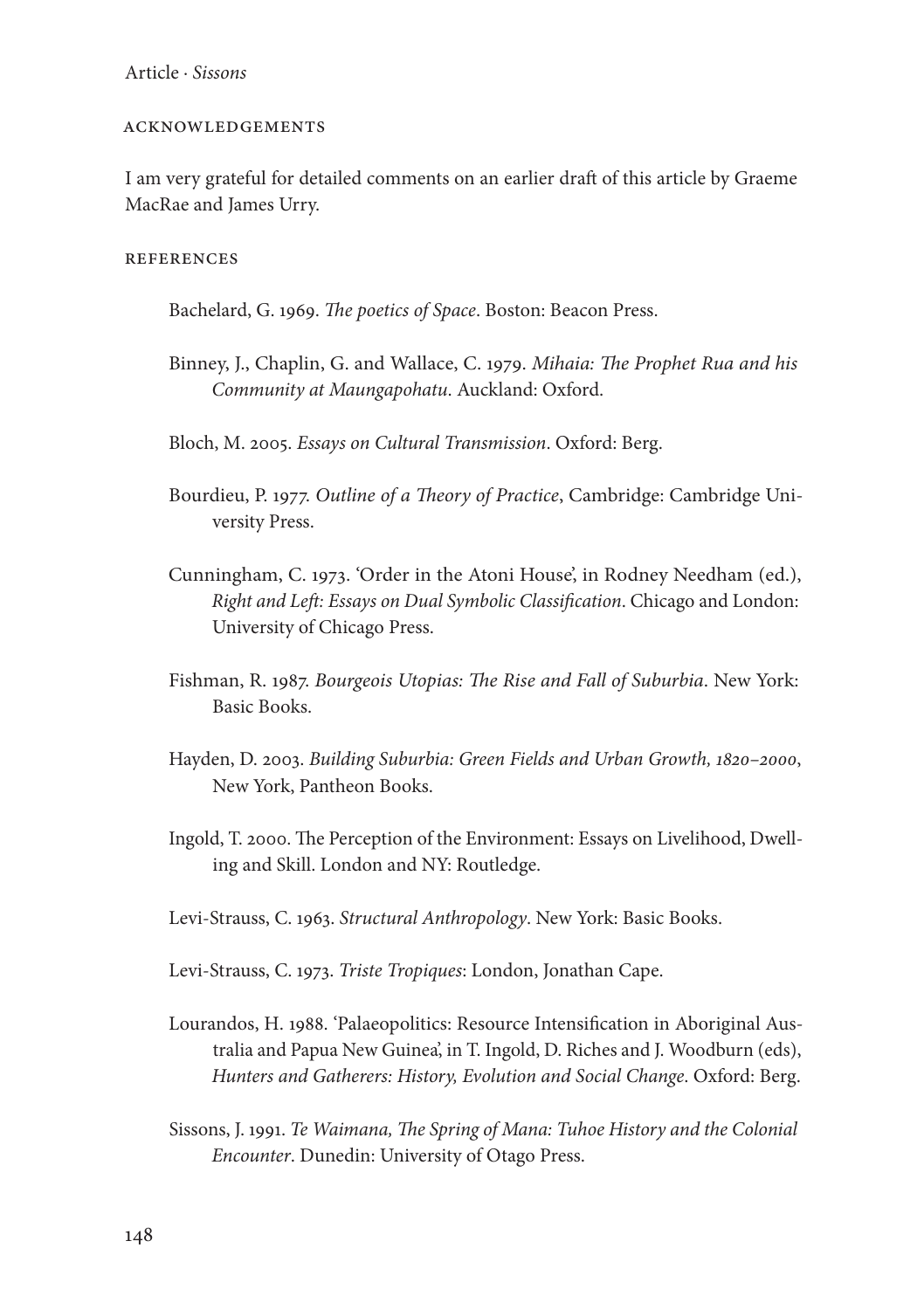## ACKNOWLEDGEMENTS

I am very grateful for detailed comments on an earlier draft of this article by Graeme MacRae and James Urry.

## REFERENCES

Bachelard, G. 1969. *The poetics of Space*. Boston: Beacon Press.

Binney, J., Chaplin, G. and Wallace, C. 1979. *Mihaia: The Prophet Rua and his Community at Maungapohatu*. Auckland: Oxford.

Bloch, M. 2005. *Essays on Cultural Transmission*. Oxford: Berg.

Bourdieu, P. 1977. *Outline of a Theory of Practice*, Cambridge: Cambridge University Press.

Cunningham, C. 1973. 'Order in the Atoni House', in Rodney Needham (ed.), *Right and Left: Essays on Dual Symbolic Classification*. Chicago and London: University of Chicago Press.

Fishman, R. 1987. *Bourgeois Utopias: The Rise and Fall of Suburbia*. New York: Basic Books.

Hayden, D. 2003. *Building Suburbia: Green Fields and Urban Growth, 1820–2000*, New York, Pantheon Books.

Ingold, T. 2000. The Perception of the Environment: Essays on Livelihood, Dwelling and Skill. London and NY: Routledge.

Levi-Strauss, C. 1963. *Structural Anthropology*. New York: Basic Books.

Levi-Strauss, C. 1973. *Triste Tropiques*: London, Jonathan Cape.

Lourandos, H. 1988. 'Palaeopolitics: Resource Intensification in Aboriginal Australia and Papua New Guinea', in T. Ingold, D. Riches and J. Woodburn (eds), *Hunters and Gatherers: History, Evolution and Social Change*. Oxford: Berg.

Sissons, J. 1991. *Te Waimana, The Spring of Mana: Tuhoe History and the Colonial Encounter*. Dunedin: University of Otago Press.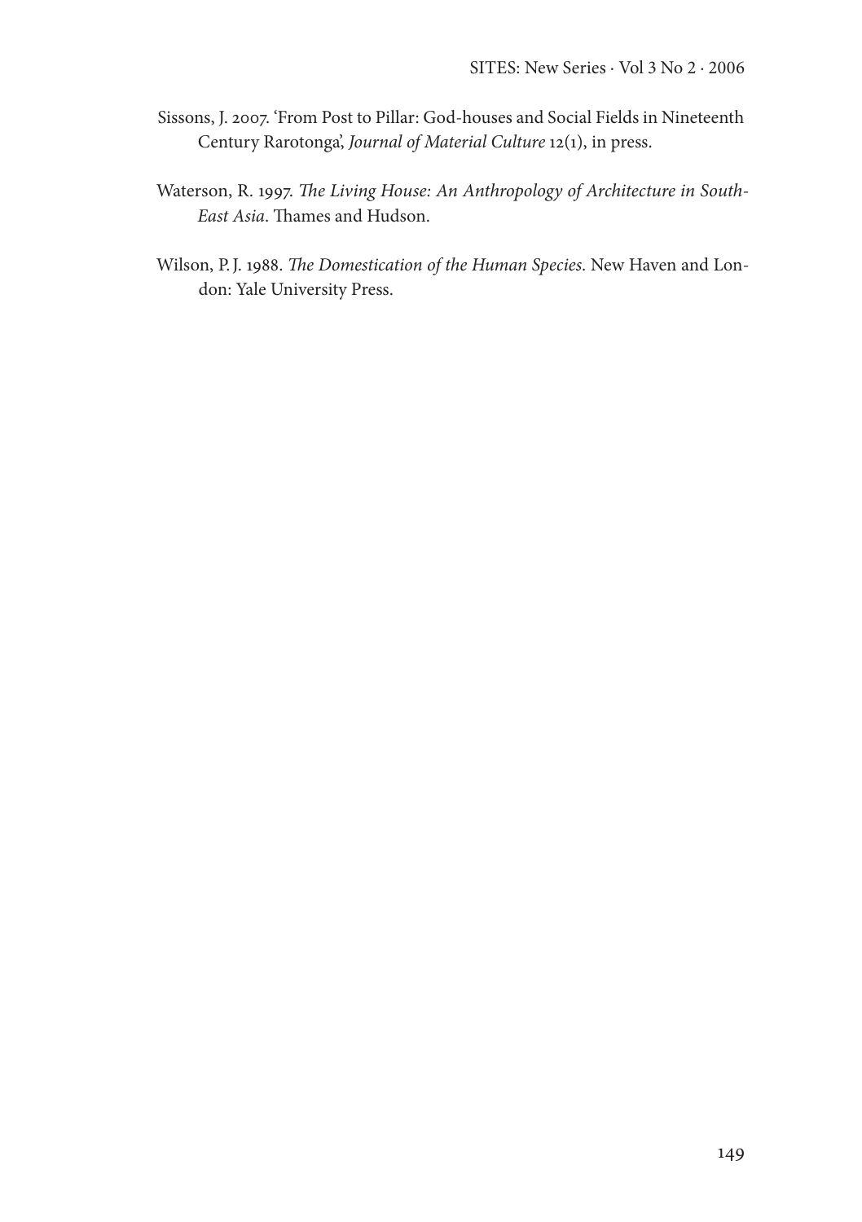Sissons, J. 2007. 'From Post to Pillar: God-houses and Social Fields in Nineteenth Century Rarotonga', *Journal of Material Culture* 12(1), in press.

Waterson, R. 1997. *The Living House: An Anthropology of Architecture in South-East Asia*. Thames and Hudson.

Wilson, P. J. 1988. *The Domestication of the Human Species*. New Haven and London: Yale University Press.